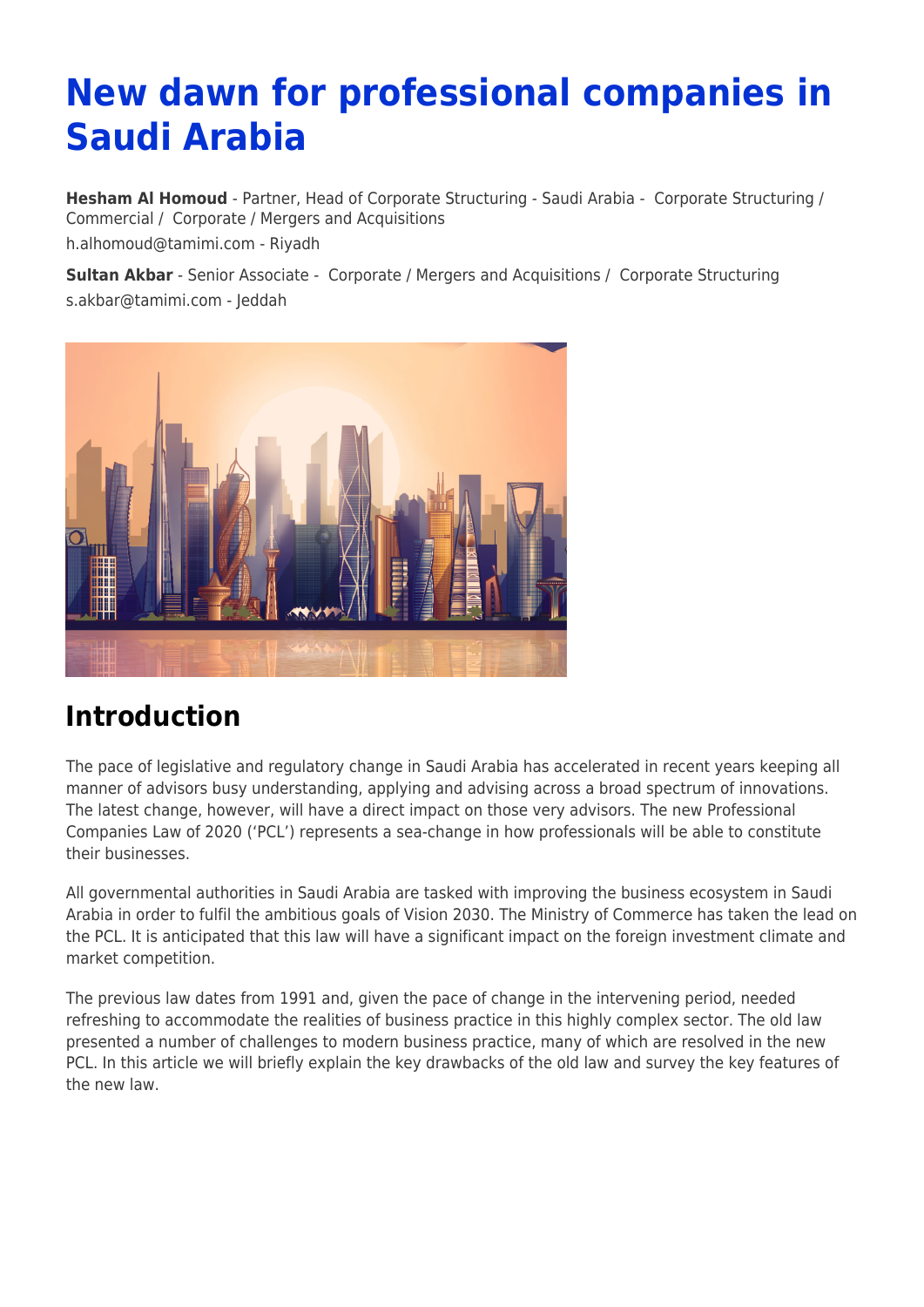# New dawn for professional companies in Saudi Arabia

**Hesham Al Homoud** - Partner, Head of Corporate Structuring - Saudi Arabia - Corporate Structuring / Commercial / Corporate / Mergers and Acquisitions
h.alhomoud@tamimi.com - Riyadh

**Sultan Akbar** - Senior Associate - Corporate / Mergers and Acquisitions / Corporate Structuring
s.akbar@tamimi.com - Jeddah

## Introduction

The pace of legislative and regulatory change in Saudi Arabia has accelerated in recent years keeping all manner of advisors busy understanding, applying and advising across a broad spectrum of innovations. The latest change, however, will have a direct impact on those very advisors. The new Professional Companies Law of 2020 ('PCL') represents a sea-change in how professionals will be able to constitute their businesses.

All governmental authorities in Saudi Arabia are tasked with improving the business ecosystem in Saudi Arabia in order to fulfil the ambitious goals of Vision 2030. The Ministry of Commerce has taken the lead on the PCL. It is anticipated that this law will have a significant impact on the foreign investment climate and market competition.

The previous law dates from 1991 and, given the pace of change in the intervening period, needed refreshing to accommodate the realities of business practice in this highly complex sector. The old law presented a number of challenges to modern business practice, many of which are resolved in the new PCL. In this article we will briefly explain the key drawbacks of the old law and survey the key features of the new law.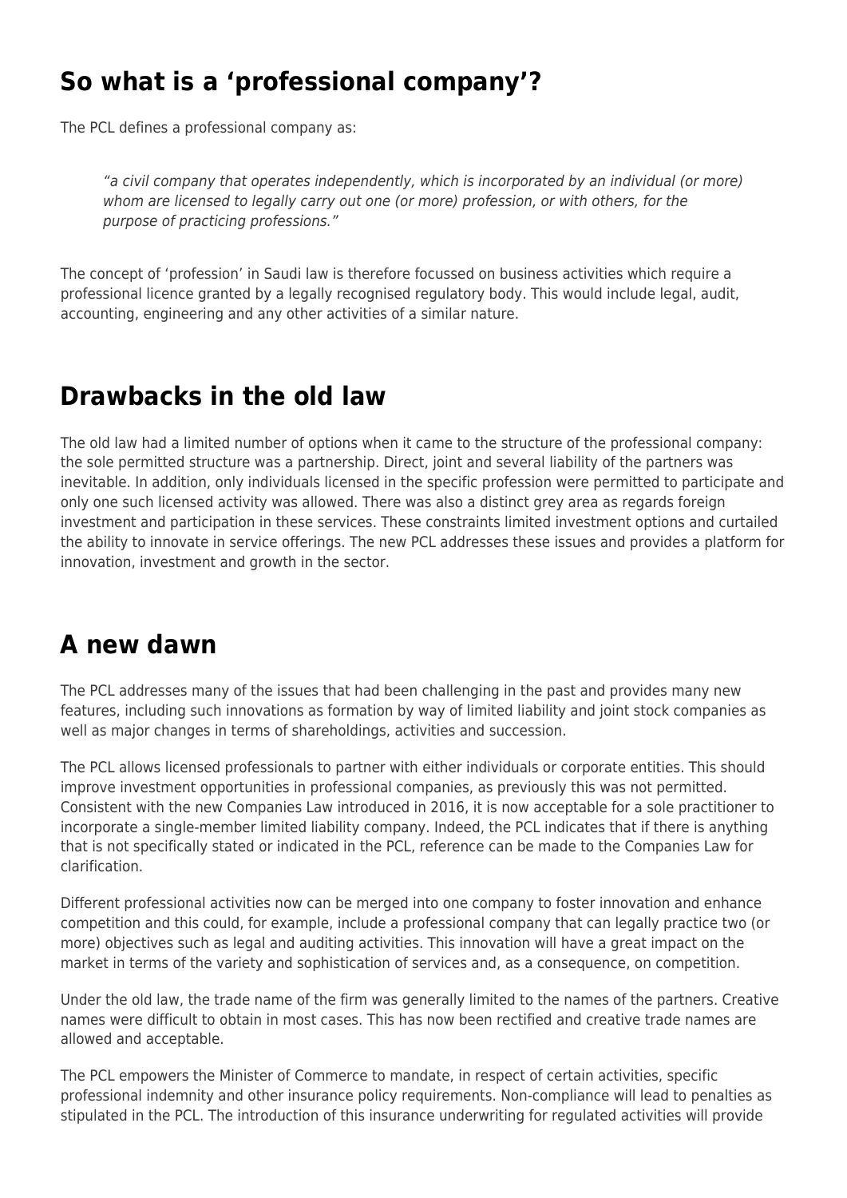## So what is a 'professional company'?

The PCL defines a professional company as:

> *"a civil company that operates independently, which is incorporated by an individual (or more) whom are licensed to legally carry out one (or more) profession, or with others, for the purpose of practicing professions."*

The concept of 'profession' in Saudi law is therefore focussed on business activities which require a professional licence granted by a legally recognised regulatory body. This would include legal, audit, accounting, engineering and any other activities of a similar nature.

## Drawbacks in the old law

The old law had a limited number of options when it came to the structure of the professional company: the sole permitted structure was a partnership. Direct, joint and several liability of the partners was inevitable. In addition, only individuals licensed in the specific profession were permitted to participate and only one such licensed activity was allowed. There was also a distinct grey area as regards foreign investment and participation in these services. These constraints limited investment options and curtailed the ability to innovate in service offerings. The new PCL addresses these issues and provides a platform for innovation, investment and growth in the sector.

## A new dawn

The PCL addresses many of the issues that had been challenging in the past and provides many new features, including such innovations as formation by way of limited liability and joint stock companies as well as major changes in terms of shareholdings, activities and succession.

The PCL allows licensed professionals to partner with either individuals or corporate entities. This should improve investment opportunities in professional companies, as previously this was not permitted. Consistent with the new Companies Law introduced in 2016, it is now acceptable for a sole practitioner to incorporate a single-member limited liability company. Indeed, the PCL indicates that if there is anything that is not specifically stated or indicated in the PCL, reference can be made to the Companies Law for clarification.

Different professional activities now can be merged into one company to foster innovation and enhance competition and this could, for example, include a professional company that can legally practice two (or more) objectives such as legal and auditing activities. This innovation will have a great impact on the market in terms of the variety and sophistication of services and, as a consequence, on competition.

Under the old law, the trade name of the firm was generally limited to the names of the partners. Creative names were difficult to obtain in most cases. This has now been rectified and creative trade names are allowed and acceptable.

The PCL empowers the Minister of Commerce to mandate, in respect of certain activities, specific professional indemnity and other insurance policy requirements. Non-compliance will lead to penalties as stipulated in the PCL. The introduction of this insurance underwriting for regulated activities will provide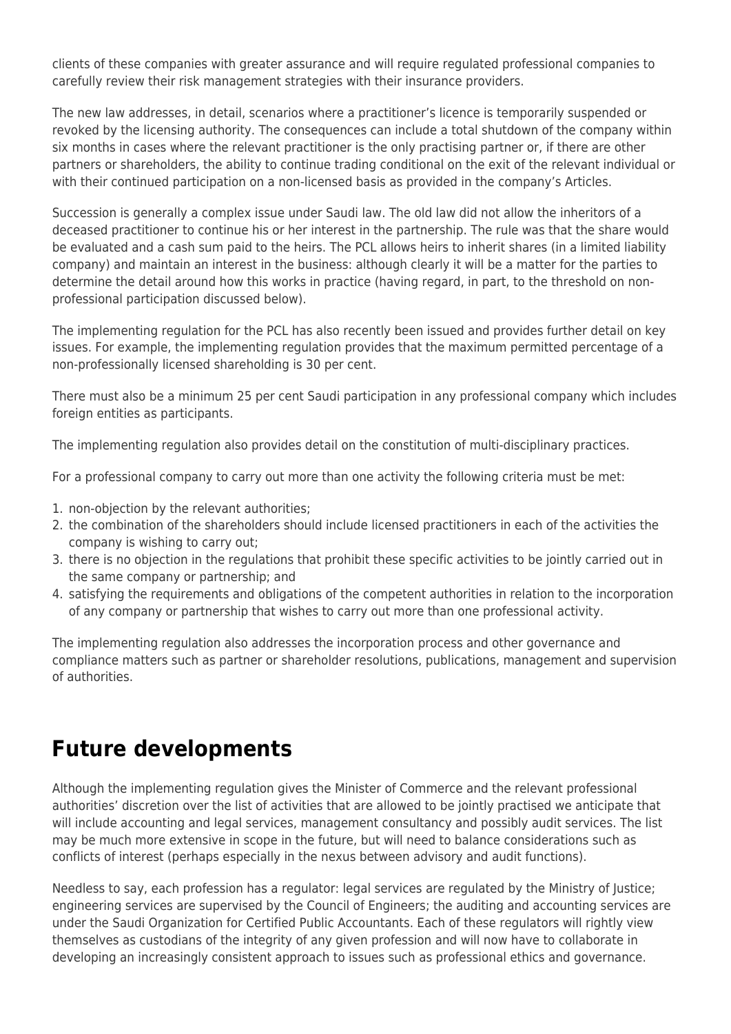clients of these companies with greater assurance and will require regulated professional companies to carefully review their risk management strategies with their insurance providers.

The new law addresses, in detail, scenarios where a practitioner's licence is temporarily suspended or revoked by the licensing authority. The consequences can include a total shutdown of the company within six months in cases where the relevant practitioner is the only practising partner or, if there are other partners or shareholders, the ability to continue trading conditional on the exit of the relevant individual or with their continued participation on a non-licensed basis as provided in the company's Articles.

Succession is generally a complex issue under Saudi law. The old law did not allow the inheritors of a deceased practitioner to continue his or her interest in the partnership. The rule was that the share would be evaluated and a cash sum paid to the heirs. The PCL allows heirs to inherit shares (in a limited liability company) and maintain an interest in the business: although clearly it will be a matter for the parties to determine the detail around how this works in practice (having regard, in part, to the threshold on non-professional participation discussed below).

The implementing regulation for the PCL has also recently been issued and provides further detail on key issues. For example, the implementing regulation provides that the maximum permitted percentage of a non-professionally licensed shareholding is 30 per cent.

There must also be a minimum 25 per cent Saudi participation in any professional company which includes foreign entities as participants.

The implementing regulation also provides detail on the constitution of multi-disciplinary practices.

For a professional company to carry out more than one activity the following criteria must be met:

1. non-objection by the relevant authorities;
2. the combination of the shareholders should include licensed practitioners in each of the activities the company is wishing to carry out;
3. there is no objection in the regulations that prohibit these specific activities to be jointly carried out in the same company or partnership; and
4. satisfying the requirements and obligations of the competent authorities in relation to the incorporation of any company or partnership that wishes to carry out more than one professional activity.

The implementing regulation also addresses the incorporation process and other governance and compliance matters such as partner or shareholder resolutions, publications, management and supervision of authorities.

## Future developments

Although the implementing regulation gives the Minister of Commerce and the relevant professional authorities' discretion over the list of activities that are allowed to be jointly practised we anticipate that will include accounting and legal services, management consultancy and possibly audit services. The list may be much more extensive in scope in the future, but will need to balance considerations such as conflicts of interest (perhaps especially in the nexus between advisory and audit functions).

Needless to say, each profession has a regulator: legal services are regulated by the Ministry of Justice; engineering services are supervised by the Council of Engineers; the auditing and accounting services are under the Saudi Organization for Certified Public Accountants. Each of these regulators will rightly view themselves as custodians of the integrity of any given profession and will now have to collaborate in developing an increasingly consistent approach to issues such as professional ethics and governance.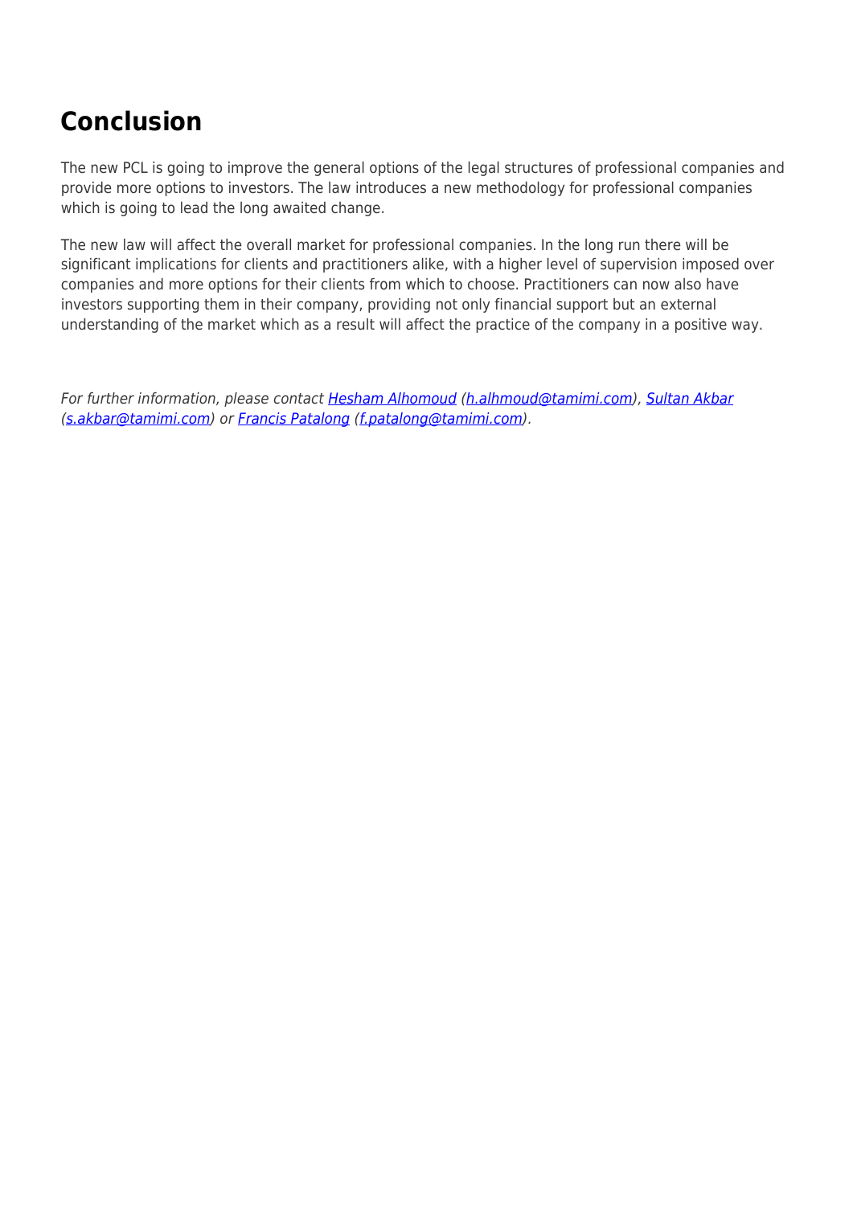## Conclusion

The new PCL is going to improve the general options of the legal structures of professional companies and provide more options to investors. The law introduces a new methodology for professional companies which is going to lead the long awaited change.

The new law will affect the overall market for professional companies. In the long run there will be significant implications for clients and practitioners alike, with a higher level of supervision imposed over companies and more options for their clients from which to choose. Practitioners can now also have investors supporting them in their company, providing not only financial support but an external understanding of the market which as a result will affect the practice of the company in a positive way.

*For further information, please contact [Hesham Alhomoud](#) ([h.alhmoud@tamimi.com](mailto:h.alhmoud@tamimi.com)), [Sultan Akbar](#) ([s.akbar@tamimi.com](mailto:s.akbar@tamimi.com)) or [Francis Patalong](#) ([f.patalong@tamimi.com](mailto:f.patalong@tamimi.com)).*